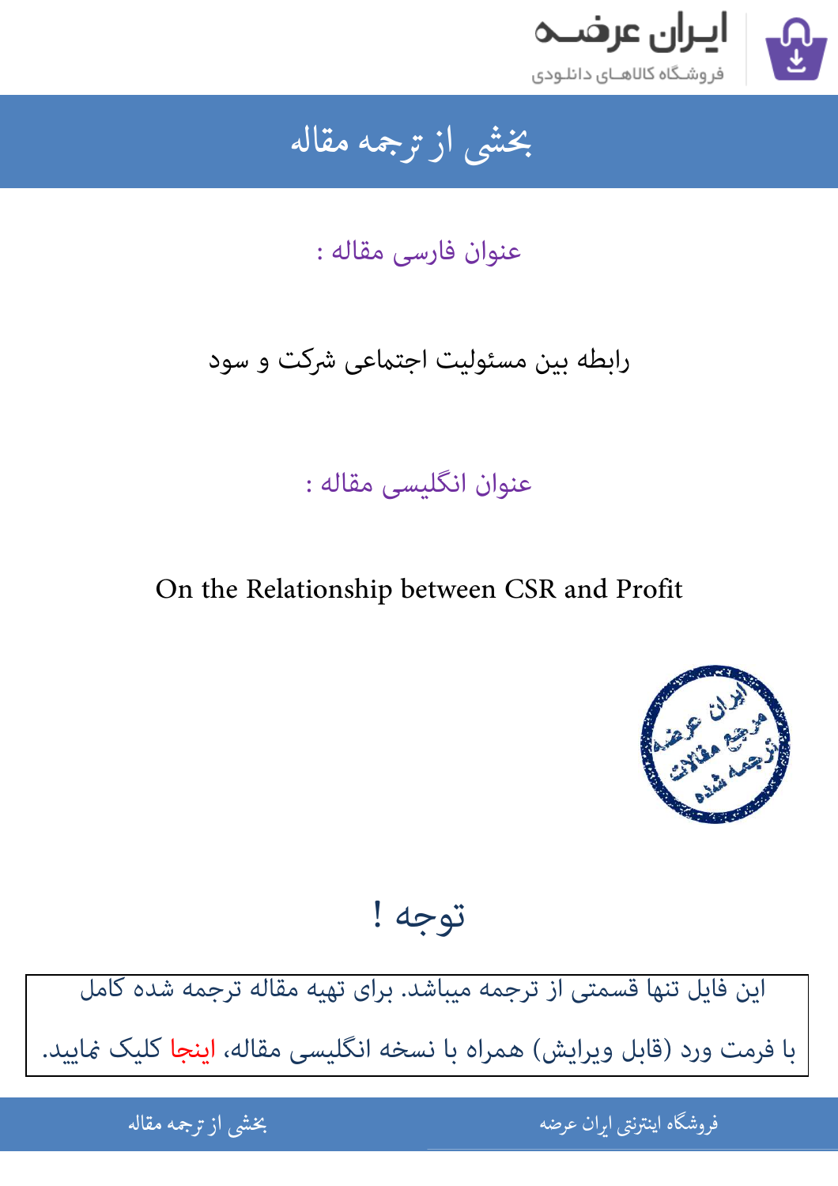ایـران عرضـه

فروشـگاه کالاهـای دانلـودی

# بخشی از ترجمه مقاله

عنوان فارسی مقاله :

رابطه بین مسئولیت اجتماعی شرکت و سود

عنوان انگلیسی مقاله :

On the Relationship between CSR and Profit

## توجه !

این فایل تنها قسمتی از ترجمه میباشد. برای تهیه مقاله ترجمه شده کامل با فرمت ورد (قابل ویرایش) همراه با نسخه انگلیسی مقاله، اینجا کلیک نمایید.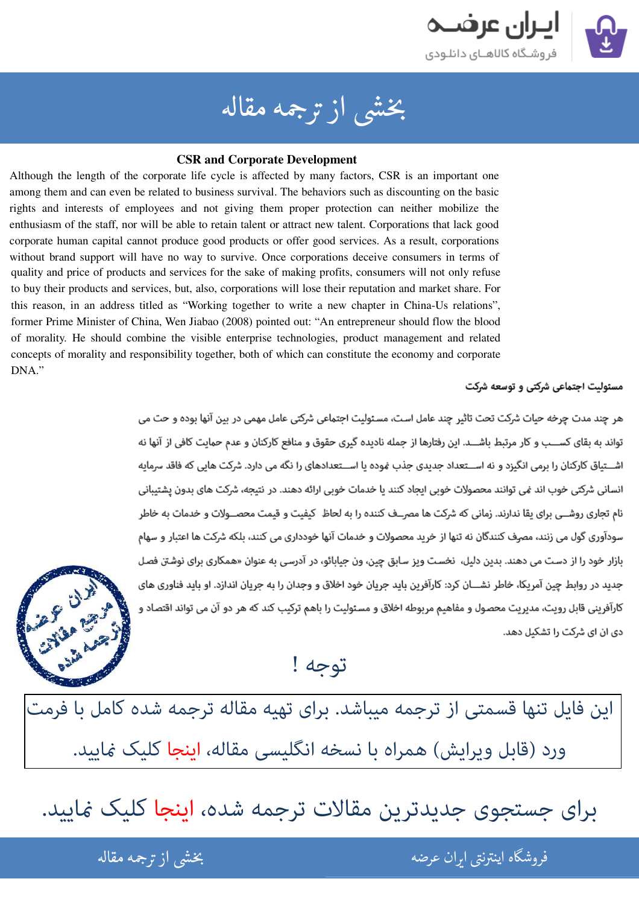# بخشی از ترجمه مقاله

**CSR and Corporate Development**

Although the length of the corporate life cycle is affected by many factors, CSR is an important one among them and can even be related to business survival. The behaviors such as discounting on the basic rights and interests of employees and not giving them proper protection can neither mobilize the enthusiasm of the staff, nor will be able to retain talent or attract new talent. Corporations that lack good corporate human capital cannot produce good products or offer good services. As a result, corporations without brand support will have no way to survive. Once corporations deceive consumers in terms of quality and price of products and services for the sake of making profits, consumers will not only refuse to buy their products and services, but, also, corporations will lose their reputation and market share. For this reason, in an address titled as "Working together to write a new chapter in China-Us relations", former Prime Minister of China, Wen Jiabao (2008) pointed out: "An entrepreneur should flow the blood of morality. He should combine the visible enterprise technologies, product management and related concepts of morality and responsibility together, both of which can constitute the economy and corporate DNA."

**مسئولیت اجتماعی شرکتی و توسعه شرکت**

هر چند مدت چرخه حیات شرکت تحت تاثیر چند عامل است، مسئولیت اجتماعی شرکتی عامل مهمی در بین آنها بوده و حت می تواند به بقای کسب و کار مرتبط باشد. این رفتارها از جمله نادیده گیری حقوق و منافع کارکنان و عدم حمایت کافی از آنها نه اشتیاق کارکنان را برمی انگیزد و نه استعداد جدیدی جذب نموده یا استعدادهای را نگه می دارد. شرکت هایی که فاقد سرمایه انسانی شرکتی خوب اند نمی توانند محصولات خوبی ایجاد کنند یا خدمات خوبی ارائه دهند. در نتیجه، شرکت های بدون پشتیبانی نام تجاری روشی برای بقا ندارند. زمانی که شرکت ها مصرف کننده را به لحاظ کیفیت و قیمت محصولات و خدمات به خاطر سودآوری گول می زنند، مصرف کنندگان نه تنها از خرید محصولات و خدمات آنها خودداری می کنند، بلکه شرکت ها اعتبار و سهام بازار خود را از دست می دهند. بدین دلیل، نخست ویز سابق چین، ون جیابائو، در آدرسی به عنوان «همکاری برای نوشتن فصل جدید در روابط چین آمریکا، خاطر نشان کرد: کارآفرین باید جریان خود اخلاق و وجدان را به جریان اندازد. او باید فناوری های کارآفرینی قابل رویت، مدیریت محصول و مفاهیم مربوطه اخلاق و مسئولیت را باهم ترکیب کند که هر دو آن می تواند اقتصاد و دی ان ای شرکت را تشکیل دهد.

توجه !

این فایل تنها قسمتی از ترجمه میباشد. برای تهیه مقاله ترجمه شده کامل با فرمت ورد (قابل ویرایش) همراه با نسخه انگلیسی مقاله، اینجا کلیک نمایید.

برای جستجوی جدیدترین مقالات ترجمه شده، اینجا کلیک نمایید.